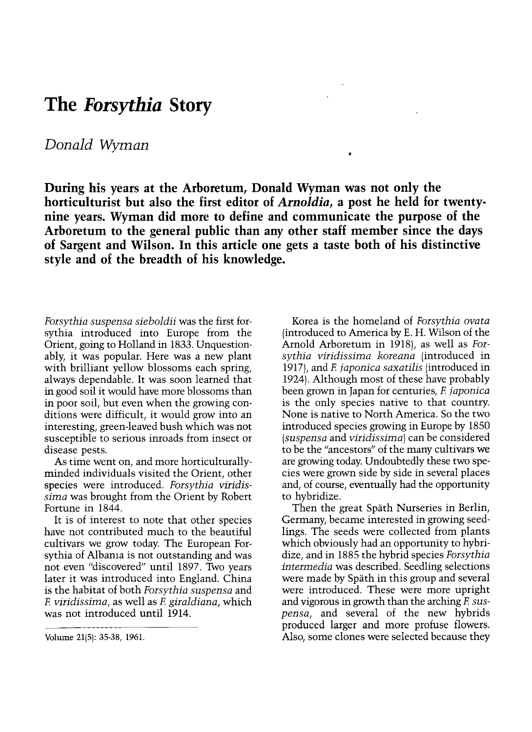# The *Forsythia* Story

*Donald Wyman*

**During his years at the Arboretum, Donald Wyman was not only the horticulturist but also the first editor of *Arnoldia*, a post he held for twenty-nine years. Wyman did more to define and communicate the purpose of the Arboretum to the general public than any other staff member since the days of Sargent and Wilson. In this article one gets a taste both of his distinctive style and of the breadth of his knowledge.**

*Forsythia suspensa sieboldii* was the first forsythia introduced into Europe from the Orient, going to Holland in 1833. Unquestionably, it was popular. Here was a new plant with brilliant yellow blossoms each spring, always dependable. It was soon learned that in good soil it would have more blossoms than in poor soil, but even when the growing conditions were difficult, it would grow into an interesting, green-leaved bush which was not susceptible to serious inroads from insect or disease pests.

As time went on, and more horticulturally-minded individuals visited the Orient, other species were introduced. *Forsythia viridissima* was brought from the Orient by Robert Fortune in 1844.

It is of interest to note that other species have not contributed much to the beautiful cultivars we grow today. The European Forsythia of Albania is not outstanding and was not even "discovered" until 1897. Two years later it was introduced into England. China is the habitat of both *Forsythia suspensa* and *F. viridissima*, as well as *F. giraldiana*, which was not introduced until 1914.

Volume 21(5): 35-38, 1961.

Korea is the homeland of *Forsythia ovata* (introduced to America by E. H. Wilson of the Arnold Arboretum in 1918), as well as *Forsythia viridissima koreana* (introduced in 1917), and *F. japonica saxatilis* (introduced in 1924). Although most of these have probably been grown in Japan for centuries, *F. japonica* is the only species native to that country. None is native to North America. So the two introduced species growing in Europe by 1850 (*suspensa* and *viridissima*) can be considered to be the "ancestors" of the many cultivars we are growing today. Undoubtedly these two species were grown side by side in several places and, of course, eventually had the opportunity to hybridize.

Then the great Späth Nurseries in Berlin, Germany, became interested in growing seedlings. The seeds were collected from plants which obviously had an opportunity to hybridize, and in 1885 the hybrid species *Forsythia intermedia* was described. Seedling selections were made by Späth in this group and several were introduced. These were more upright and vigorous in growth than the arching *F. suspensa*, and several of the new hybrids produced larger and more profuse flowers. Also, some clones were selected because they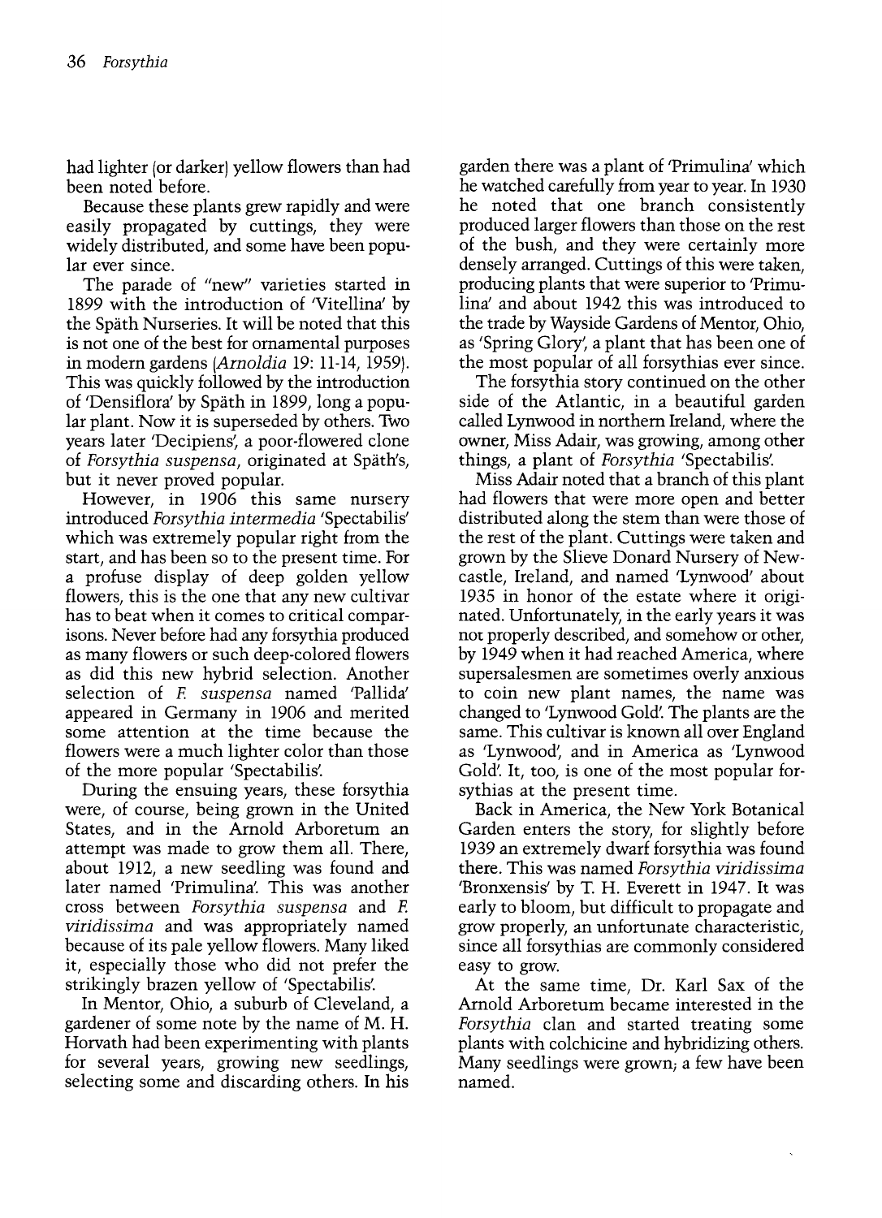had lighter (or darker) yellow flowers than had been noted before.

Because these plants grew rapidly and were easily propagated by cuttings, they were widely distributed, and some have been popular ever since.

The parade of "new" varieties started in 1899 with the introduction of 'Vitellina' by the Späth Nurseries. It will be noted that this is not one of the best for ornamental purposes in modern gardens (*Arnoldia* 19: 11-14, 1959). This was quickly followed by the introduction of 'Densiflora' by Späth in 1899, long a popular plant. Now it is superseded by others. Two years later 'Decipiens', a poor-flowered clone of *Forsythia suspensa*, originated at Späth's, but it never proved popular.

However, in 1906 this same nursery introduced *Forsythia intermedia* 'Spectabilis' which was extremely popular right from the start, and has been so to the present time. For a profuse display of deep golden yellow flowers, this is the one that any new cultivar has to beat when it comes to critical comparisons. Never before had any forsythia produced as many flowers or such deep-colored flowers as did this new hybrid selection. Another selection of *F. suspensa* named 'Pallida' appeared in Germany in 1906 and merited some attention at the time because the flowers were a much lighter color than those of the more popular 'Spectabilis'.

During the ensuing years, these forsythia were, of course, being grown in the United States, and in the Arnold Arboretum an attempt was made to grow them all. There, about 1912, a new seedling was found and later named 'Primulina'. This was another cross between *Forsythia suspensa* and *F. viridissima* and was appropriately named because of its pale yellow flowers. Many liked it, especially those who did not prefer the strikingly brazen yellow of 'Spectabilis'.

In Mentor, Ohio, a suburb of Cleveland, a gardener of some note by the name of M. H. Horvath had been experimenting with plants for several years, growing new seedlings, selecting some and discarding others. In his garden there was a plant of 'Primulina' which he watched carefully from year to year. In 1930 he noted that one branch consistently produced larger flowers than those on the rest of the bush, and they were certainly more densely arranged. Cuttings of this were taken, producing plants that were superior to 'Primulina' and about 1942 this was introduced to the trade by Wayside Gardens of Mentor, Ohio, as 'Spring Glory', a plant that has been one of the most popular of all forsythias ever since.

The forsythia story continued on the other side of the Atlantic, in a beautiful garden called Lynwood in northern Ireland, where the owner, Miss Adair, was growing, among other things, a plant of *Forsythia* 'Spectabilis'.

Miss Adair noted that a branch of this plant had flowers that were more open and better distributed along the stem than were those of the rest of the plant. Cuttings were taken and grown by the Slieve Donard Nursery of Newcastle, Ireland, and named 'Lynwood' about 1935 in honor of the estate where it originated. Unfortunately, in the early years it was not properly described, and somehow or other, by 1949 when it had reached America, where supersalesmen are sometimes overly anxious to coin new plant names, the name was changed to 'Lynwood Gold'. The plants are the same. This cultivar is known all over England as 'Lynwood', and in America as 'Lynwood Gold'. It, too, is one of the most popular forsythias at the present time.

Back in America, the New York Botanical Garden enters the story, for slightly before 1939 an extremely dwarf forsythia was found there. This was named *Forsythia viridissima* 'Bronxensis' by T. H. Everett in 1947. It was early to bloom, but difficult to propagate and grow properly, an unfortunate characteristic, since all forsythias are commonly considered easy to grow.

At the same time, Dr. Karl Sax of the Arnold Arboretum became interested in the *Forsythia* clan and started treating some plants with colchicine and hybridizing others. Many seedlings were grown; a few have been named.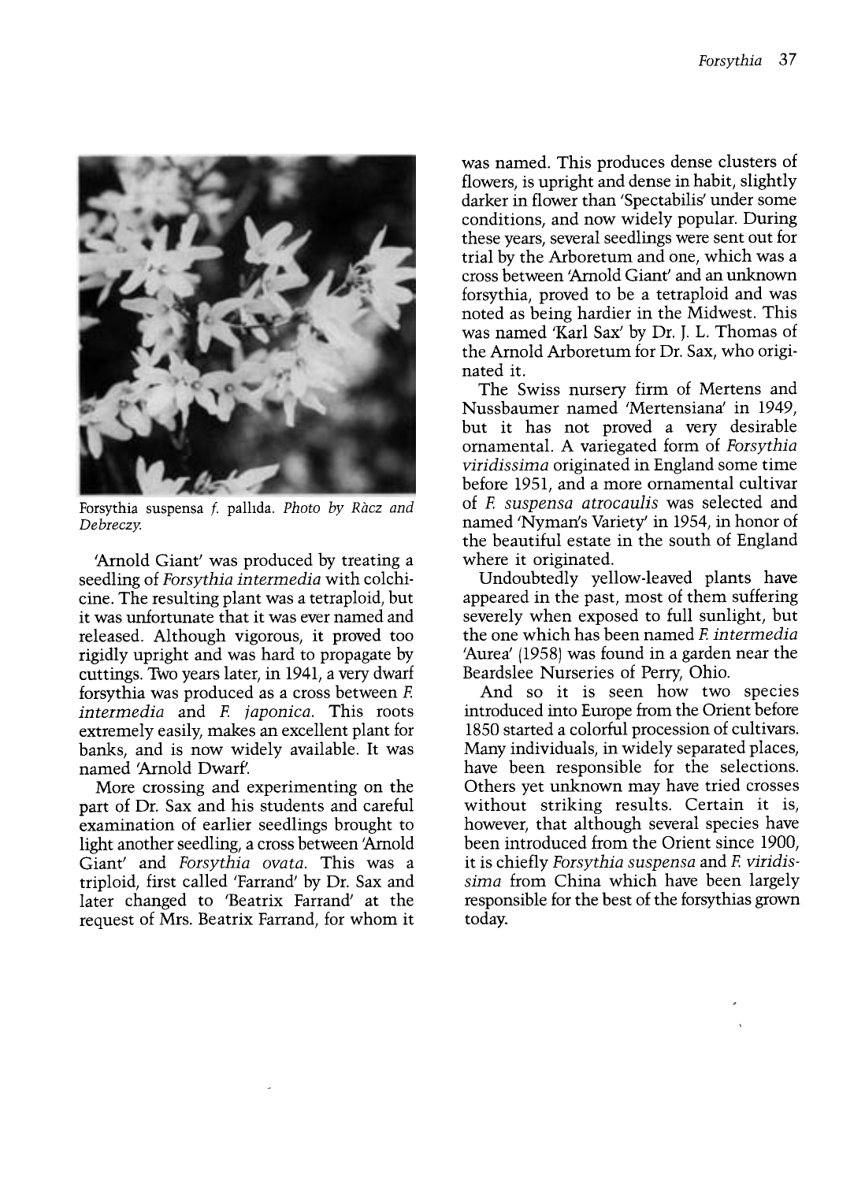Forsythia suspensa *f.* pallıda. *Photo by Ràcz and Debreczy.*

'Arnold Giant' was produced by treating a seedling of *Forsythia intermedia* with colchicine. The resulting plant was a tetraploid, but it was unfortunate that it was ever named and released. Although vigorous, it proved too rigidly upright and was hard to propagate by cuttings. Two years later, in 1941, a very dwarf forsythia was produced as a cross between *F. intermedia* and *F. japonica*. This roots extremely easily, makes an excellent plant for banks, and is now widely available. It was named 'Arnold Dwarf'.

More crossing and experimenting on the part of Dr. Sax and his students and careful examination of earlier seedlings brought to light another seedling, a cross between 'Arnold Giant' and *Forsythia ovata*. This was a triploid, first called 'Farrand' by Dr. Sax and later changed to 'Beatrix Farrand' at the request of Mrs. Beatrix Farrand, for whom it was named. This produces dense clusters of flowers, is upright and dense in habit, slightly darker in flower than 'Spectabilis' under some conditions, and now widely popular. During these years, several seedlings were sent out for trial by the Arboretum and one, which was a cross between 'Arnold Giant' and an unknown forsythia, proved to be a tetraploid and was noted as being hardier in the Midwest. This was named 'Karl Sax' by Dr. J. L. Thomas of the Arnold Arboretum for Dr. Sax, who originated it.

The Swiss nursery firm of Mertens and Nussbaumer named 'Mertensiana' in 1949, but it has not proved a very desirable ornamental. A variegated form of *Forsythia viridissima* originated in England some time before 1951, and a more ornamental cultivar of *F. suspensa atrocaulis* was selected and named 'Nyman's Variety' in 1954, in honor of the beautiful estate in the south of England where it originated.

Undoubtedly yellow-leaved plants have appeared in the past, most of them suffering severely when exposed to full sunlight, but the one which has been named *F. intermedia* 'Aurea' (1958) was found in a garden near the Beardslee Nurseries of Perry, Ohio.

And so it is seen how two species introduced into Europe from the Orient before 1850 started a colorful procession of cultivars. Many individuals, in widely separated places, have been responsible for the selections. Others yet unknown may have tried crosses without striking results. Certain it is, however, that although several species have been introduced from the Orient since 1900, it is chiefly *Forsythia suspensa* and *F. viridissima* from China which have been largely responsible for the best of the forsythias grown today.